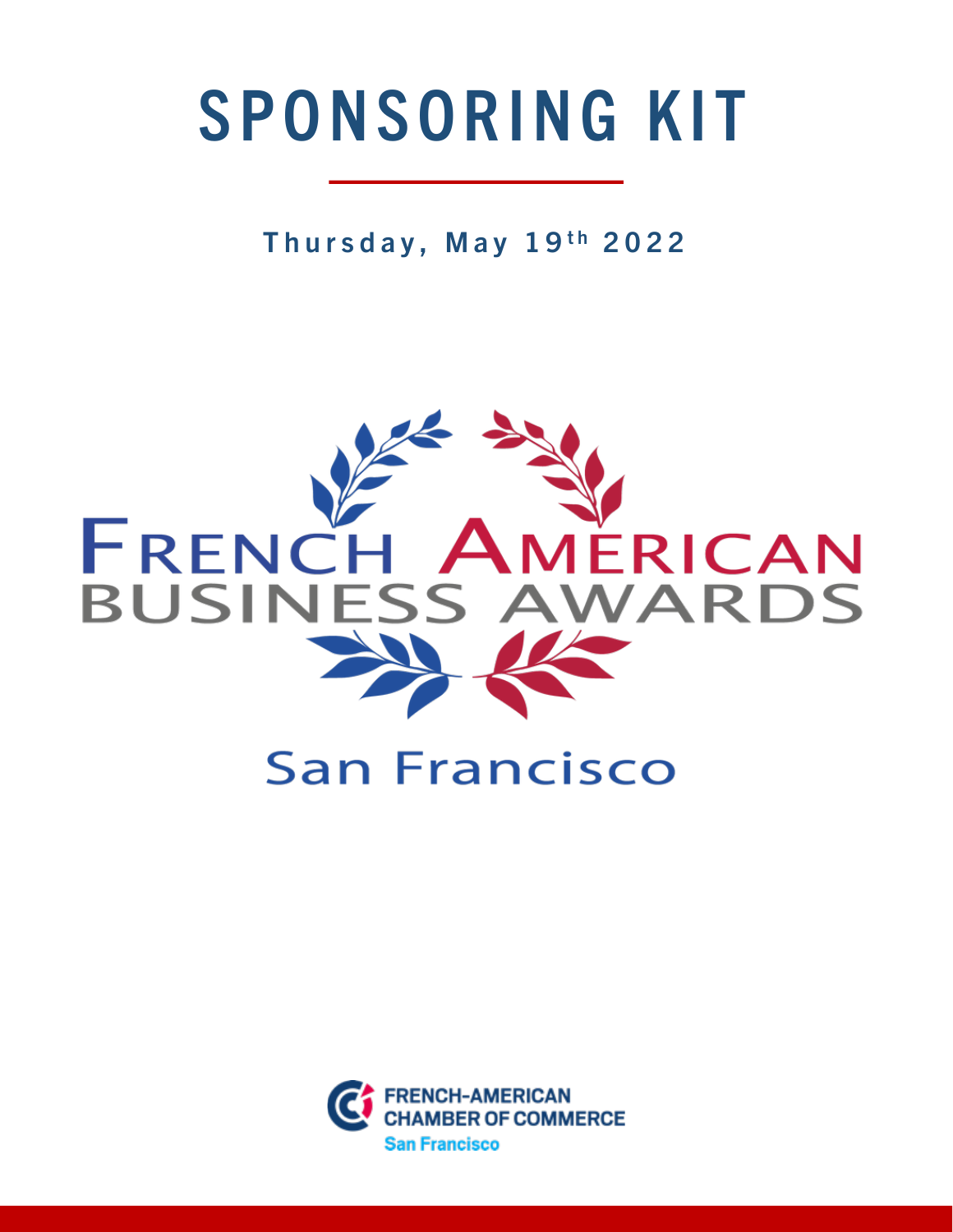# SPONSORING KIT

Thursday, May 19th 2022

FRENCH AMERICAN BUSINESS AWARDS

San Francisco

FRENCH-AMERICAN CHAMBER OF COMMERCE
San Francisco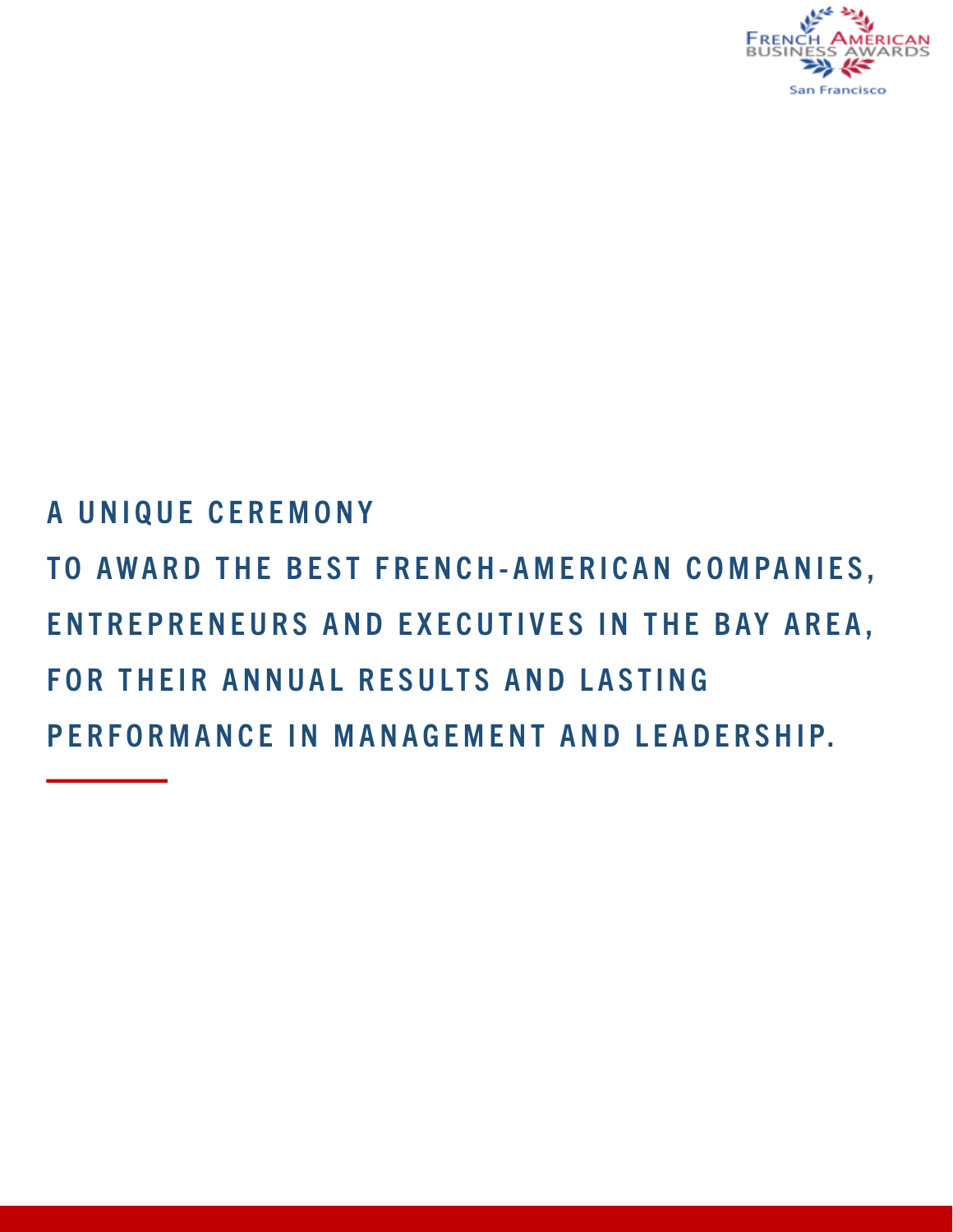**A UNIQUE CEREMONY**

**TO AWARD THE BEST FRENCH-AMERICAN COMPANIES, ENTREPRENEURS AND EXECUTIVES IN THE BAY AREA, FOR THEIR ANNUAL RESULTS AND LASTING PERFORMANCE IN MANAGEMENT AND LEADERSHIP.**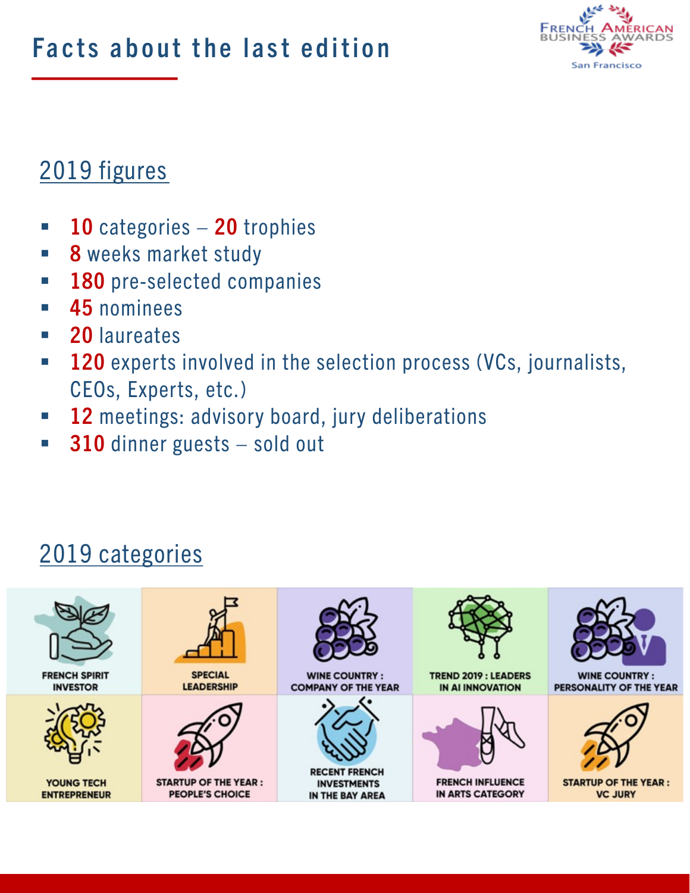# Facts about the last edition

## 2019 figures

- **10** categories – **20** trophies
- **8** weeks market study
- **180** pre-selected companies
- **45** nominees
- **20** laureates
- **120** experts involved in the selection process (VCs, journalists, CEOs, Experts, etc.)
- **12** meetings: advisory board, jury deliberations
- **310** dinner guests – sold out

## 2019 categories

| | | | | |
|---|---|---|---|---|
| FRENCH SPIRIT INVESTOR | SPECIAL LEADERSHIP | WINE COUNTRY : COMPANY OF THE YEAR | TREND 2019 : LEADERS IN AI INNOVATION | WINE COUNTRY : PERSONALITY OF THE YEAR |
| YOUNG TECH ENTREPRENEUR | STARTUP OF THE YEAR : PEOPLE'S CHOICE | RECENT FRENCH INVESTMENTS IN THE BAY AREA | FRENCH INFLUENCE IN ARTS CATEGORY | STARTUP OF THE YEAR : VC JURY |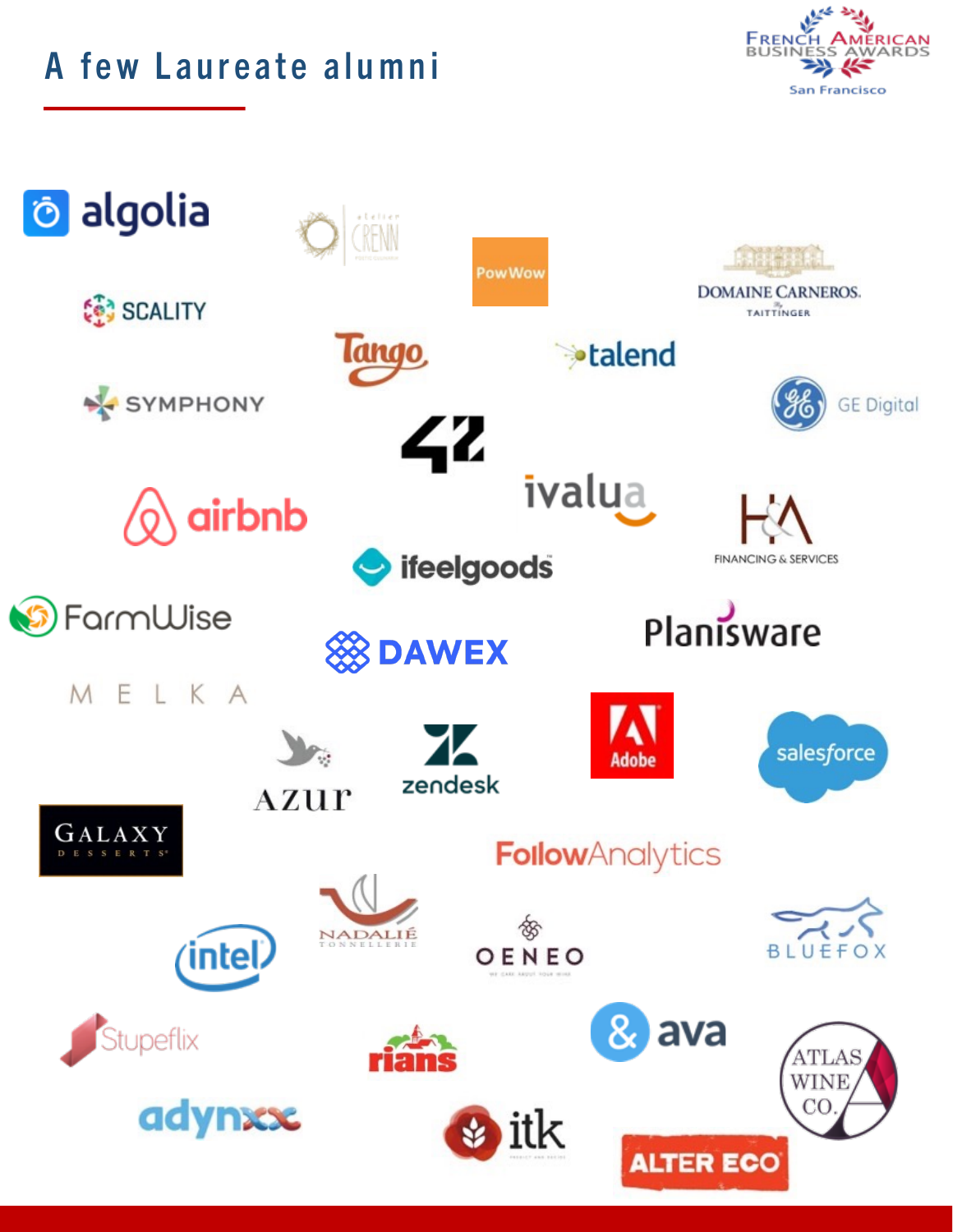# A few Laureate alumni

- algolia
- Atelier Crenn
- PowWow
- Domaine Carneros Taittinger
- Scality
- Tango
- talend
- Symphony
- GE Digital
- 42
- airbnb
- ivalua
- H&A Financing & Services
- ifeelgoods
- FarmWise
- DAWEX
- Planisware
- MELKA
- Azur
- zendesk
- Adobe
- salesforce
- Galaxy Desserts
- FollowAnalytics
- Nadalié Tonnellerie
- intel
- Oeneo
- Bluefox
- Stupeflix
- rians
- &ava
- Atlas Wine Co.
- adynxx
- itk
- Alter Eco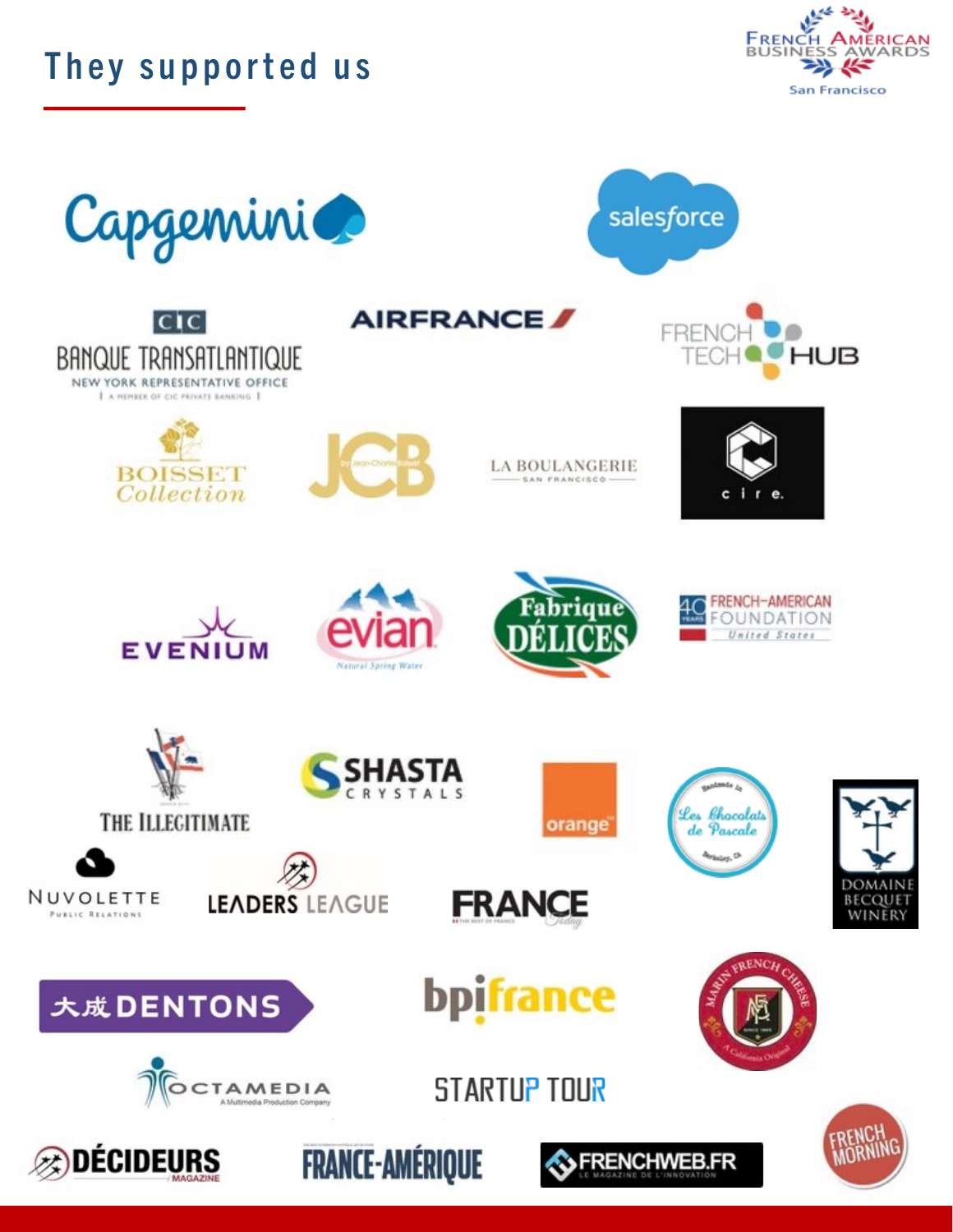# They supported us

French American Business Awards
San Francisco

Capgemini

salesforce

CIC Banque Transatlantique
New York Representative Office
A member of CIC Private Banking

Air France

French Tech Hub

Boisset Collection

JCB by Jean-Charles Boisset

La Boulangerie San Francisco

cire.

Evenium

evian
Natural Spring Water

Fabrique Délices

French-American Foundation United States
40 years

The Illegitimate

Shasta Crystals

orange

Les Chocolats de Pascale
Handmade in Berkeley, CA

Domaine Becquet Winery

Nuvolette Public Relations

Leaders League

France Today

Dentons

bpifrance

Marin French Cheese
A California Original

Octamedia
A Multimedia Production Company

Startup Tour

Décideurs Magazine

France-Amérique

Frenchweb.fr
Le magazine de l'innovation

French Morning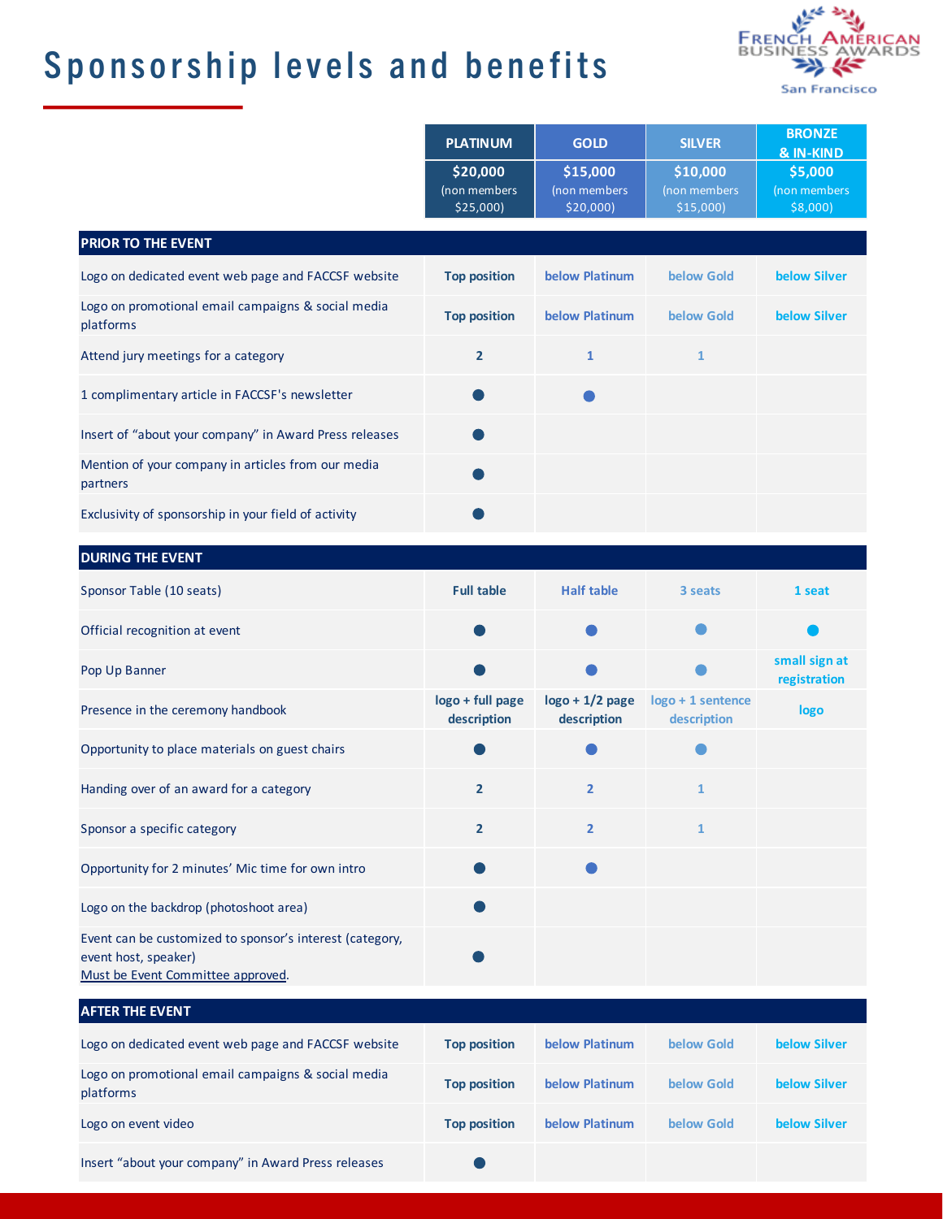# Sponsorship levels and benefits

| | PLATINUM | GOLD | SILVER | BRONZE & IN-KIND |
|---|---|---|---|---|
| | $20,000 (non members $25,000) | $15,000 (non members $20,000) | $10,000 (non members $15,000) | $5,000 (non members $8,000) |
| **PRIOR TO THE EVENT** | | | | |
| Logo on dedicated event web page and FACCSF website | Top position | below Platinum | below Gold | below Silver |
| Logo on promotional email campaigns & social media platforms | Top position | below Platinum | below Gold | below Silver |
| Attend jury meetings for a category | 2 | 1 | 1 | |
| 1 complimentary article in FACCSF's newsletter | ● | ● | | |
| Insert of "about your company" in Award Press releases | ● | | | |
| Mention of your company in articles from our media partners | ● | | | |
| Exclusivity of sponsorship in your field of activity | ● | | | |
| **DURING THE EVENT** | | | | |
| Sponsor Table (10 seats) | Full table | Half table | 3 seats | 1 seat |
| Official recognition at event | ● | ● | ● | ● |
| Pop Up Banner | ● | ● | ● | small sign at registration |
| Presence in the ceremony handbook | logo + full page description | logo + 1/2 page description | logo + 1 sentence description | logo |
| Opportunity to place materials on guest chairs | ● | ● | ● | |
| Handing over of an award for a category | 2 | 2 | 1 | |
| Sponsor a specific category | 2 | 2 | 1 | |
| Opportunity for 2 minutes' Mic time for own intro | ● | ● | | |
| Logo on the backdrop (photoshoot area) | ● | | | |
| Event can be customized to sponsor's interest (category, event host, speaker) Must be Event Committee approved. | ● | | | |
| **AFTER THE EVENT** | | | | |
| Logo on dedicated event web page and FACCSF website | Top position | below Platinum | below Gold | below Silver |
| Logo on promotional email campaigns & social media platforms | Top position | below Platinum | below Gold | below Silver |
| Logo on event video | Top position | below Platinum | below Gold | below Silver |
| Insert "about your company" in Award Press releases | ● | | | |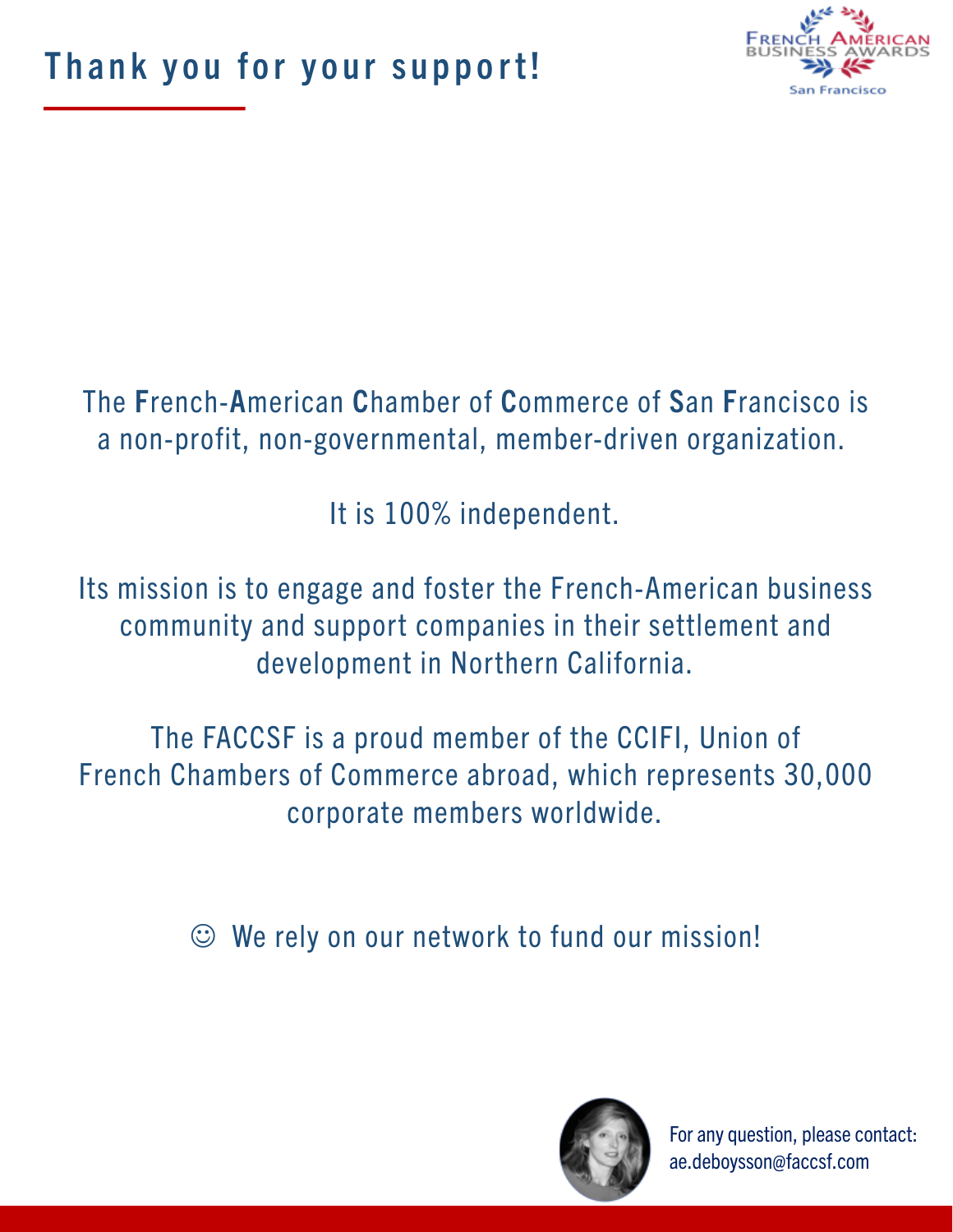# Thank you for your support!

The **F**rench-**A**merican **C**hamber of **C**ommerce of **S**an **F**rancisco is a non-profit, non-governmental, member-driven organization.

It is 100% independent.

Its mission is to engage and foster the French-American business community and support companies in their settlement and development in Northern California.

The FACCSF is a proud member of the CCIFI, Union of French Chambers of Commerce abroad, which represents 30,000 corporate members worldwide.

☺ We rely on our network to fund our mission!

For any question, please contact:
ae.deboysson@faccsf.com